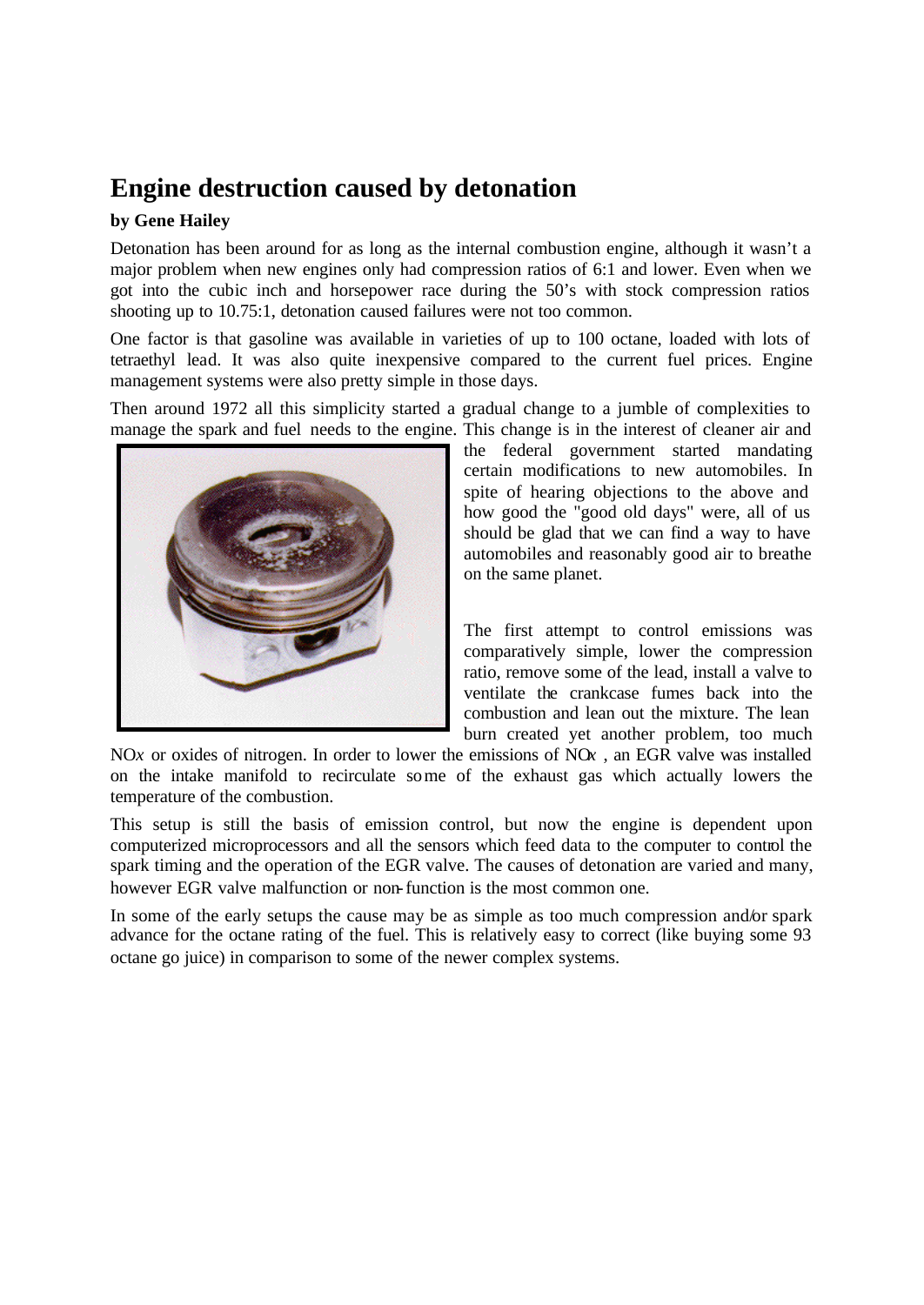# Engine destruction caused by detonation

**by Gene Hailey**

Detonation has been around for as long as the internal combustion engine, although it wasn't a major problem when new engines only had compression ratios of 6:1 and lower. Even when we got into the cubic inch and horsepower race during the 50's with stock compression ratios shooting up to 10.75:1, detonation caused failures were not too common.

One factor is that gasoline was available in varieties of up to 100 octane, loaded with lots of tetraethyl lead. It was also quite inexpensive compared to the current fuel prices. Engine management systems were also pretty simple in those days.

Then around 1972 all this simplicity started a gradual change to a jumble of complexities to manage the spark and fuel needs to the engine. This change is in the interest of cleaner air and the federal government started mandating certain modifications to new automobiles. In spite of hearing objections to the above and how good the "good old days" were, all of us should be glad that we can find a way to have automobiles and reasonably good air to breathe on the same planet.

The first attempt to control emissions was comparatively simple, lower the compression ratio, remove some of the lead, install a valve to ventilate the crankcase fumes back into the combustion and lean out the mixture. The lean burn created yet another problem, too much NO*x* or oxides of nitrogen. In order to lower the emissions of NO*x* , an EGR valve was installed on the intake manifold to recirculate some of the exhaust gas which actually lowers the temperature of the combustion.

This setup is still the basis of emission control, but now the engine is dependent upon computerized microprocessors and all the sensors which feed data to the computer to control the spark timing and the operation of the EGR valve. The causes of detonation are varied and many, however EGR valve malfunction or non-function is the most common one.

In some of the early setups the cause may be as simple as too much compression and/or spark advance for the octane rating of the fuel. This is relatively easy to correct (like buying some 93 octane go juice) in comparison to some of the newer complex systems.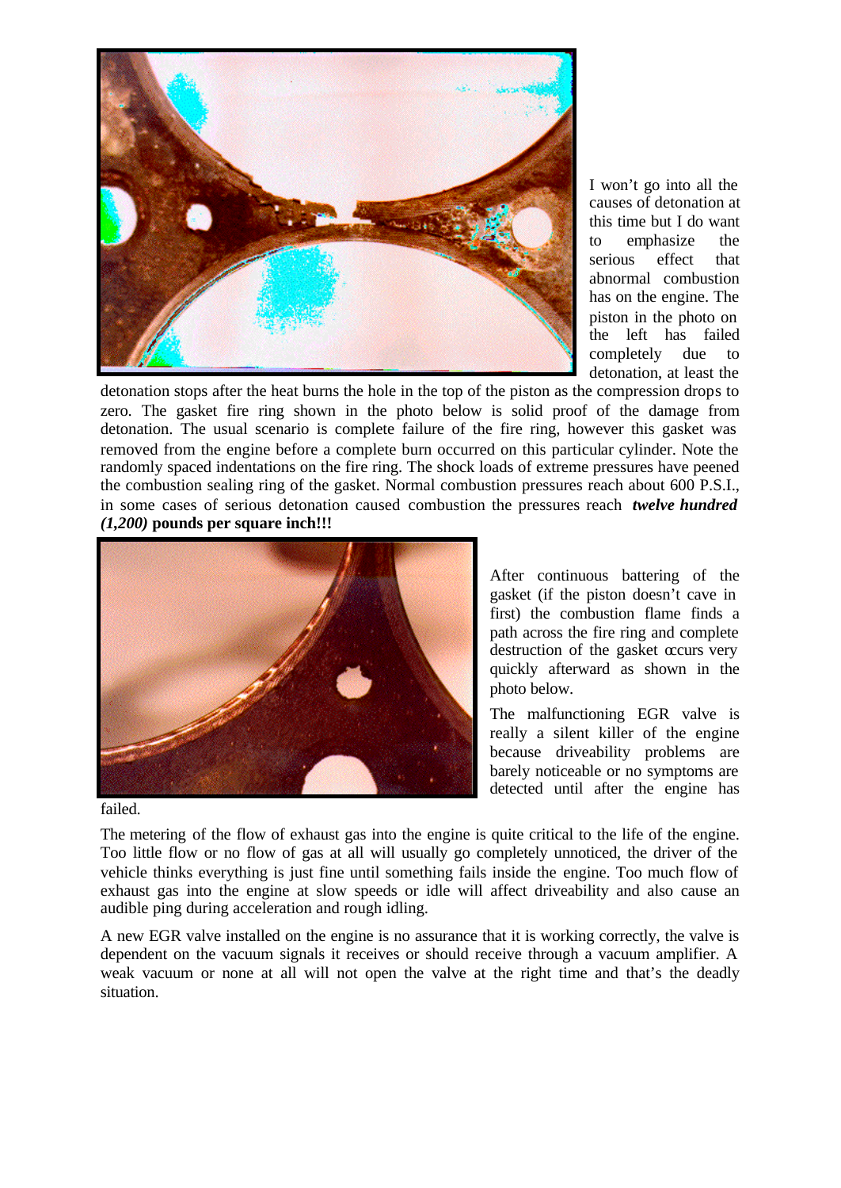I won't go into all the causes of detonation at this time but I do want to emphasize the serious effect that abnormal combustion has on the engine. The piston in the photo on the left has failed completely due to detonation, at least the detonation stops after the heat burns the hole in the top of the piston as the compression drops to zero. The gasket fire ring shown in the photo below is solid proof of the damage from detonation. The usual scenario is complete failure of the fire ring, however this gasket was removed from the engine before a complete burn occurred on this particular cylinder. Note the randomly spaced indentations on the fire ring. The shock loads of extreme pressures have peened the combustion sealing ring of the gasket. Normal combustion pressures reach about 600 P.S.I., in some cases of serious detonation caused combustion the pressures reach ***twelve hundred (1,200)*** **pounds per square inch!!!**

After continuous battering of the gasket (if the piston doesn't cave in first) the combustion flame finds a path across the fire ring and complete destruction of the gasket occurs very quickly afterward as shown in the photo below.

The malfunctioning EGR valve is really a silent killer of the engine because driveability problems are barely noticeable or no symptoms are detected until after the engine has failed.

The metering of the flow of exhaust gas into the engine is quite critical to the life of the engine. Too little flow or no flow of gas at all will usually go completely unnoticed, the driver of the vehicle thinks everything is just fine until something fails inside the engine. Too much flow of exhaust gas into the engine at slow speeds or idle will affect driveability and also cause an audible ping during acceleration and rough idling.

A new EGR valve installed on the engine is no assurance that it is working correctly, the valve is dependent on the vacuum signals it receives or should receive through a vacuum amplifier. A weak vacuum or none at all will not open the valve at the right time and that's the deadly situation.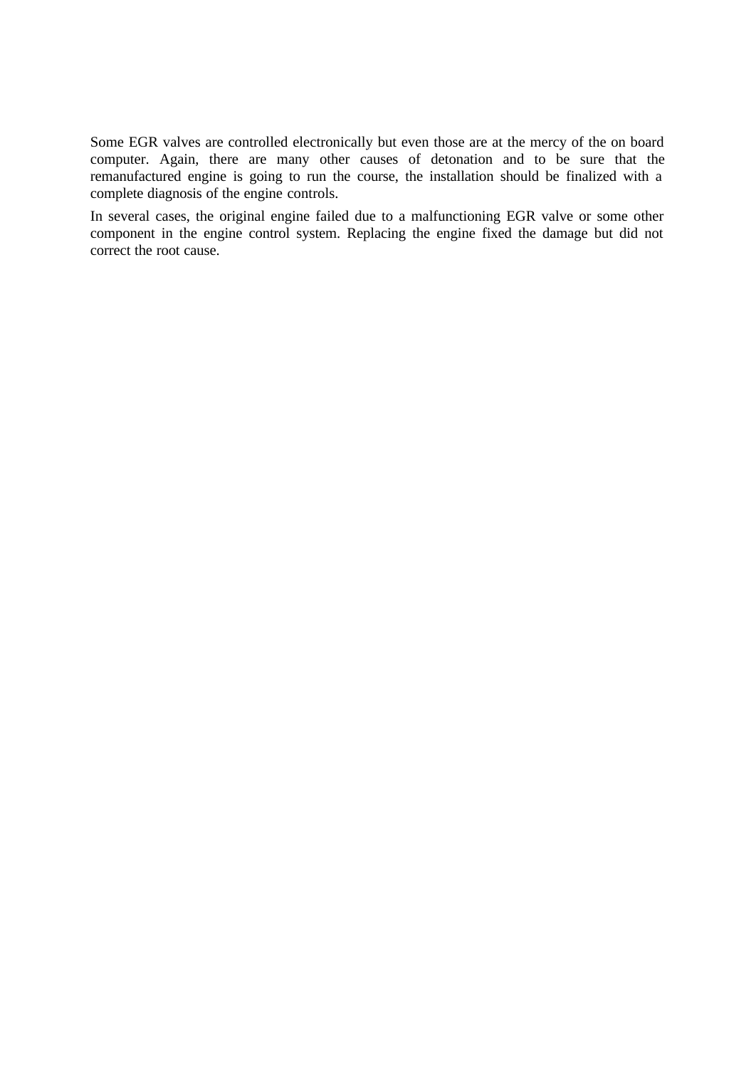Some EGR valves are controlled electronically but even those are at the mercy of the on board computer. Again, there are many other causes of detonation and to be sure that the remanufactured engine is going to run the course, the installation should be finalized with a complete diagnosis of the engine controls.

In several cases, the original engine failed due to a malfunctioning EGR valve or some other component in the engine control system. Replacing the engine fixed the damage but did not correct the root cause.